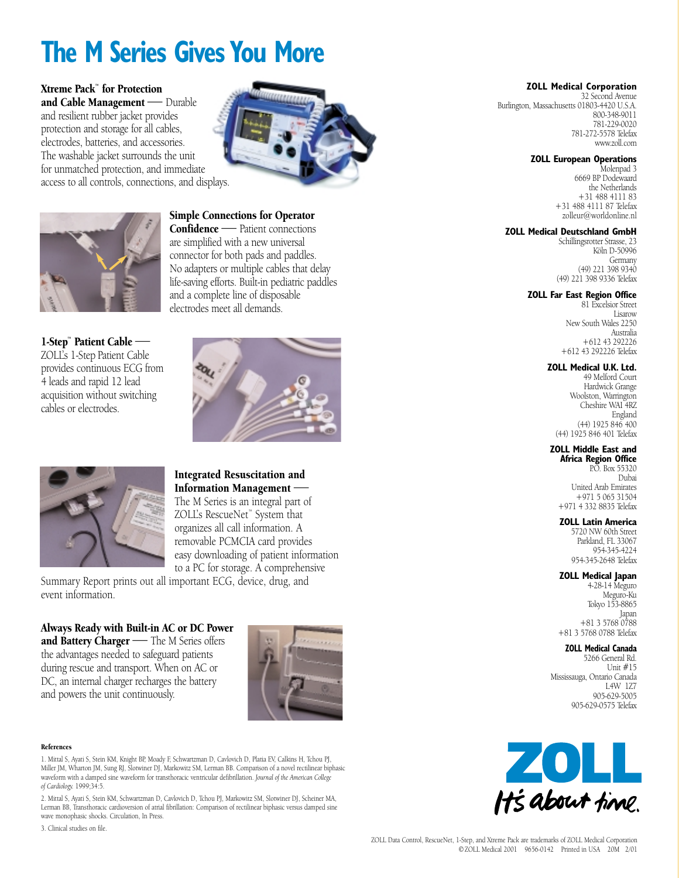# The M Series Gives You More

**Xtreme Pack™ for Protection and Cable Management** — Durable and resilient rubber jacket provides protection and storage for all cables, electrodes, batteries, and accessories. The washable jacket surrounds the unit for unmatched protection, and immediate access to all controls, connections, and displays.

**Simple Connections for Operator Confidence** — Patient connections are simplified with a new universal connector for both pads and paddles. No adapters or multiple cables that delay life-saving efforts. Built-in pediatric paddles and a complete line of disposable electrodes meet all demands.

**1-Step™ Patient Cable** — ZOLL's 1-Step Patient Cable provides continuous ECG from 4 leads and rapid 12 lead acquisition without switching cables or electrodes.

**Integrated Resuscitation and Information Management** — The M Series is an integral part of ZOLL's RescueNet™ System that organizes all call information. A removable PCMCIA card provides easy downloading of patient information to a PC for storage. A comprehensive Summary Report prints out all important ECG, device, drug, and event information.

**Always Ready with Built-in AC or DC Power and Battery Charger** — The M Series offers the advantages needed to safeguard patients during rescue and transport. When on AC or DC, an internal charger recharges the battery and powers the unit continuously.

**References**

1. Mittal S, Ayati S, Stein KM, Knight BP, Moady F, Schwartzman D, Cavlovich D, Platia EV, Calkins H, Tchou PJ, Miller JM, Wharton JM, Sung RJ, Slotwiner DJ, Markowitz SM, Lerman BB. Comparison of a novel rectilinear biphasic waveform with a damped sine waveform for transthoracic ventricular defibrillation. *Journal of the American College of Cardiology.* 1999;34:5.

2. Mittal S, Ayati S, Stein KM, Schwartzman D, Cavlovich D, Tchou PJ, Markowitz SM, Slotwiner DJ, Scheiner MA, Lerman BB, Transthoracic cardioversion of atrial fibrillation: Comparison of rectilinear biphasic versus damped sine wave monophasic shocks. Circulation, In Press.

3. Clinical studies on file.

**ZOLL Medical Corporation**
32 Second Avenue
Burlington, Massachusetts 01803-4420 U.S.A.
800-348-9011
781-229-0020
781-272-5578 Telefax
www.zoll.com

**ZOLL European Operations**
Molenpad 3
6669 BP Dodewaard
the Netherlands
+31 488 4111 83
+31 488 4111 87 Telefax
zolleur@worldonline.nl

**ZOLL Medical Deutschland GmbH**
Schillingsrotter Strasse, 23
Köln D-50996
Germany
(49) 221 398 9340
(49) 221 398 9336 Telefax

**ZOLL Far East Region Office**
81 Excelsior Street
Lisarow
New South Wales 2250
Australia
+612 43 292226
+612 43 292226 Telefax

**ZOLL Medical U.K. Ltd.**
49 Melford Court
Hardwick Grange
Woolston, Warrington
Cheshire WAI 4RZ
England
(44) 1925 846 400
(44) 1925 846 401 Telefax

**ZOLL Middle East and Africa Region Office**
P.O. Box 55320
Dubai
United Arab Emirates
+971 5 065 31504
+971 4 332 8835 Telefax

**ZOLL Latin America**
5720 NW 60th Street
Parkland, FL 33067
954-345-4224
954-345-2648 Telefax

**ZOLL Medical Japan**
4-28-14 Meguro
Meguro-Ku
Tokyo 153-8865
Japan
+81 3 5768 0788
+81 3 5768 0788 Telefax

**ZOLL Medical Canada**
5266 General Rd.
Unit #15
Mississauga, Ontario Canada
L4W 1Z7
905-629-5005
905-629-0575 Telefax

ZOLL
It's about time.

ZOLL Data Control, RescueNet, 1-Step, and Xtreme Pack are trademarks of ZOLL Medical Corporation
©ZOLL Medical 2001 9656-0142 Printed in USA 20M 2/01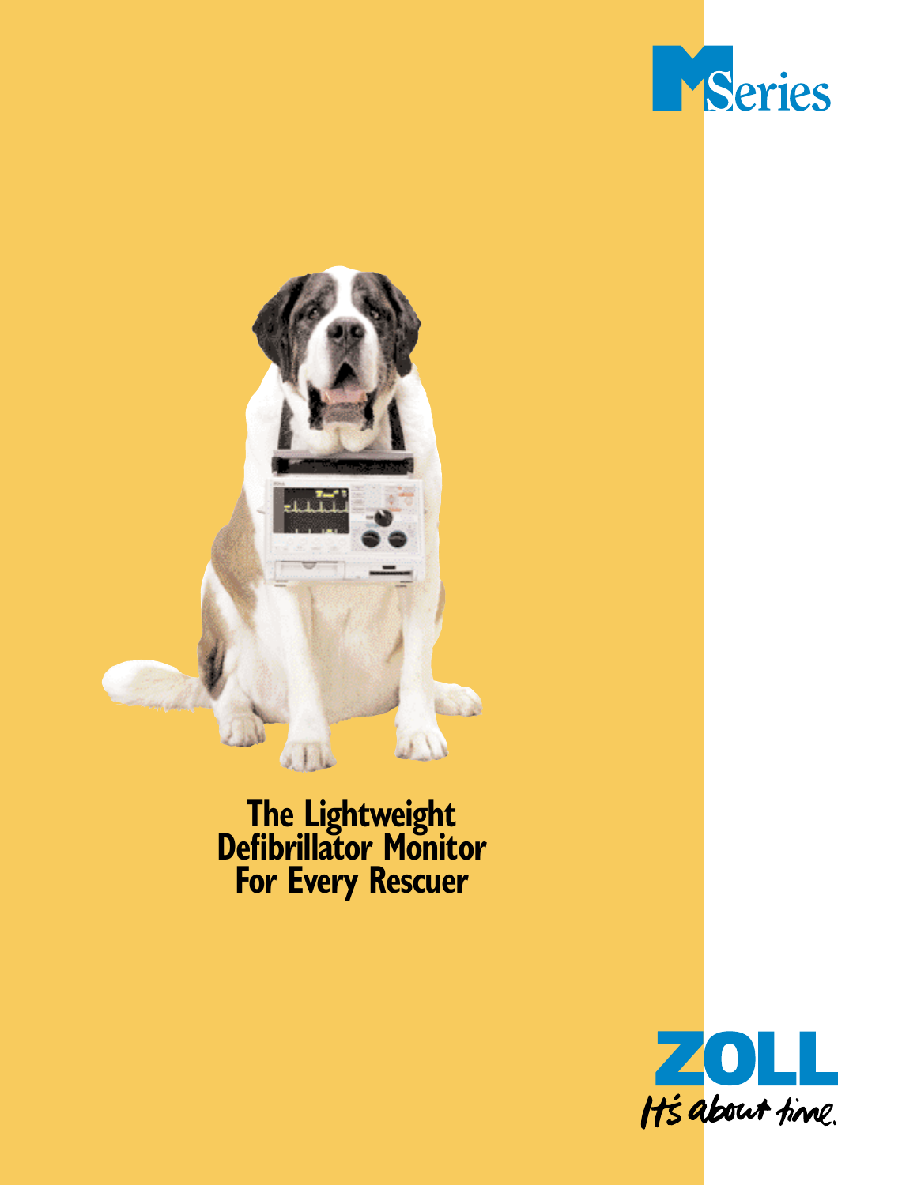M Series

# The Lightweight Defibrillator Monitor For Every Rescuer

ZOLL

*It's about time.*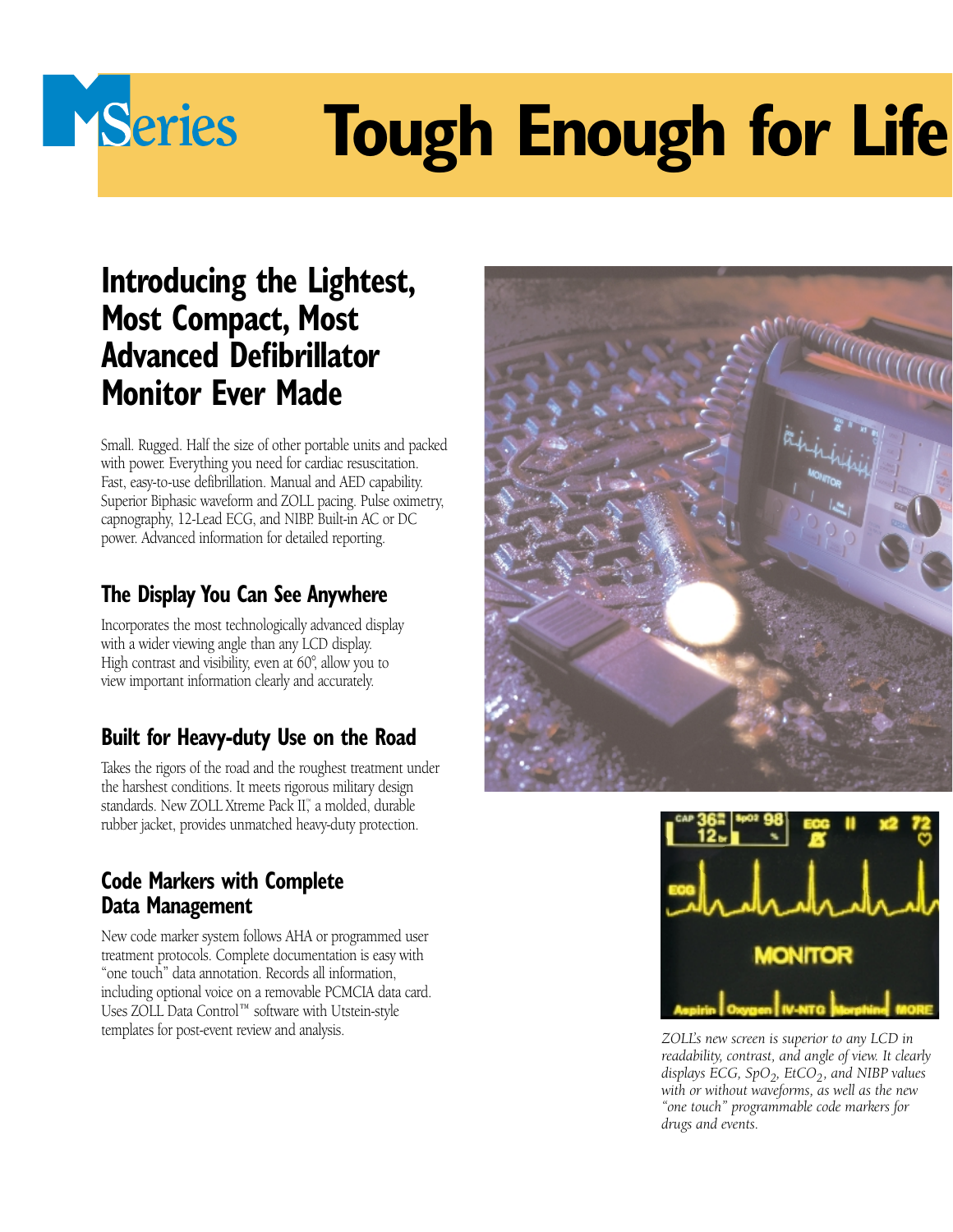# M Series **Tough Enough for Life**

## Introducing the Lightest, Most Compact, Most Advanced Defibrillator Monitor Ever Made

Small. Rugged. Half the size of other portable units and packed with power. Everything you need for cardiac resuscitation. Fast, easy-to-use defibrillation. Manual and AED capability. Superior Biphasic waveform and ZOLL pacing. Pulse oximetry, capnography, 12-Lead ECG, and NIBP. Built-in AC or DC power. Advanced information for detailed reporting.

### The Display You Can See Anywhere

Incorporates the most technologically advanced display with a wider viewing angle than any LCD display. High contrast and visibility, even at 60°, allow you to view important information clearly and accurately.

### Built for Heavy-duty Use on the Road

Takes the rigors of the road and the roughest treatment under the harshest conditions. It meets rigorous military design standards. New ZOLL Xtreme Pack II™, a molded, durable rubber jacket, provides unmatched heavy-duty protection.

### Code Markers with Complete Data Management

New code marker system follows AHA or programmed user treatment protocols. Complete documentation is easy with "one touch" data annotation. Records all information, including optional voice on a removable PCMCIA data card. Uses ZOLL Data Control™ software with Utstein-style templates for post-event review and analysis.

*ZOLL's new screen is superior to any LCD in readability, contrast, and angle of view. It clearly displays ECG, $SpO_2$, $EtCO_2$, and NIBP values with or without waveforms, as well as the new "one touch" programmable code markers for drugs and events.*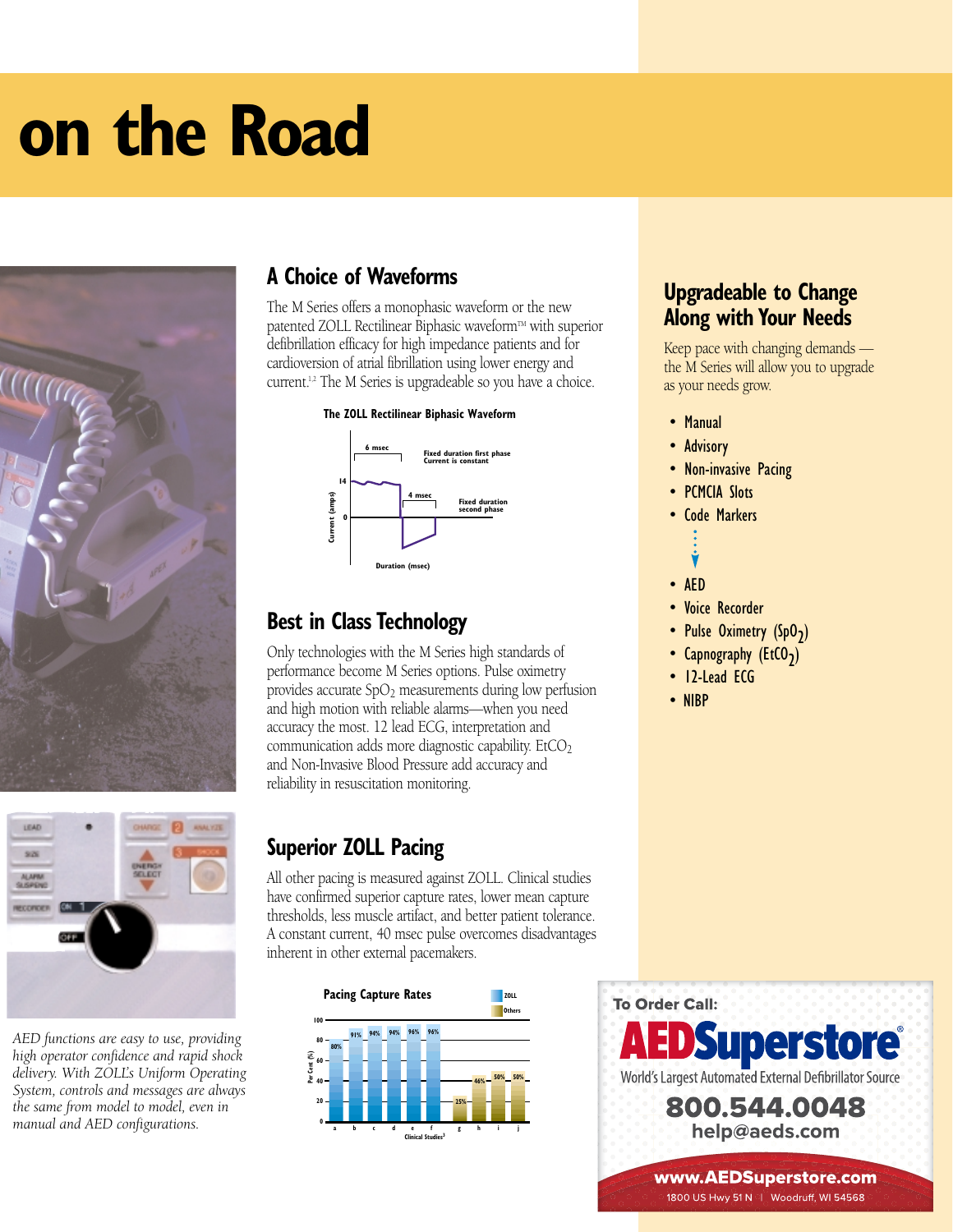# on the Road

## A Choice of Waveforms

The M Series offers a monophasic waveform or the new patented ZOLL Rectilinear Biphasic waveform™ with superior defibrillation efficacy for high impedance patients and for cardioversion of atrial fibrillation using lower energy and current.[1,2] The M Series is upgradeable so you have a choice.

**The ZOLL Rectilinear Biphasic Waveform**

6 msec
Fixed duration first phase
Current is constant
14
4 msec
Fixed duration second phase
0
Current (amps)
Duration (msec)

## Best in Class Technology

Only technologies with the M Series high standards of performance become M Series options. Pulse oximetry provides accurate $SpO_2$ measurements during low perfusion and high motion with reliable alarms—when you need accuracy the most. 12 lead ECG, interpretation and communication adds more diagnostic capability. $EtCO_2$ and Non-Invasive Blood Pressure add accuracy and reliability in resuscitation monitoring.

## Superior ZOLL Pacing

All other pacing is measured against ZOLL. Clinical studies have confirmed superior capture rates, lower mean capture thresholds, less muscle artifact, and better patient tolerance. A constant current, 40 msec pulse overcomes disadvantages inherent in other external pacemakers.

**Pacing Capture Rates**

ZOLL
Others
100
80
60
40
20
0
Per Cent (%)
80%
91%
94%
94%
96%
96%
25%
46%
50%
50%
a b c d e f g h i j
Clinical Studies[3]

*AED functions are easy to use, providing high operator confidence and rapid shock delivery. With ZOLL's Uniform Operating System, controls and messages are always the same from model to model, even in manual and AED configurations.*

## Upgradeable to Change Along with Your Needs

Keep pace with changing demands — the M Series will allow you to upgrade as your needs grow.

- Manual
- Advisory
- Non-invasive Pacing
- PCMCIA Slots
- Code Markers

- AED
- Voice Recorder
- Pulse Oximetry ($SpO_2$)
- Capnography ($EtCO_2$)
- 12-Lead ECG
- NIBP

To Order Call:

**AEDSuperstore®**

World's Largest Automated External Defibrillator Source

**800.544.0048**

help@aeds.com

www.AEDSuperstore.com

1800 US Hwy 51 N | Woodruff, WI 54568